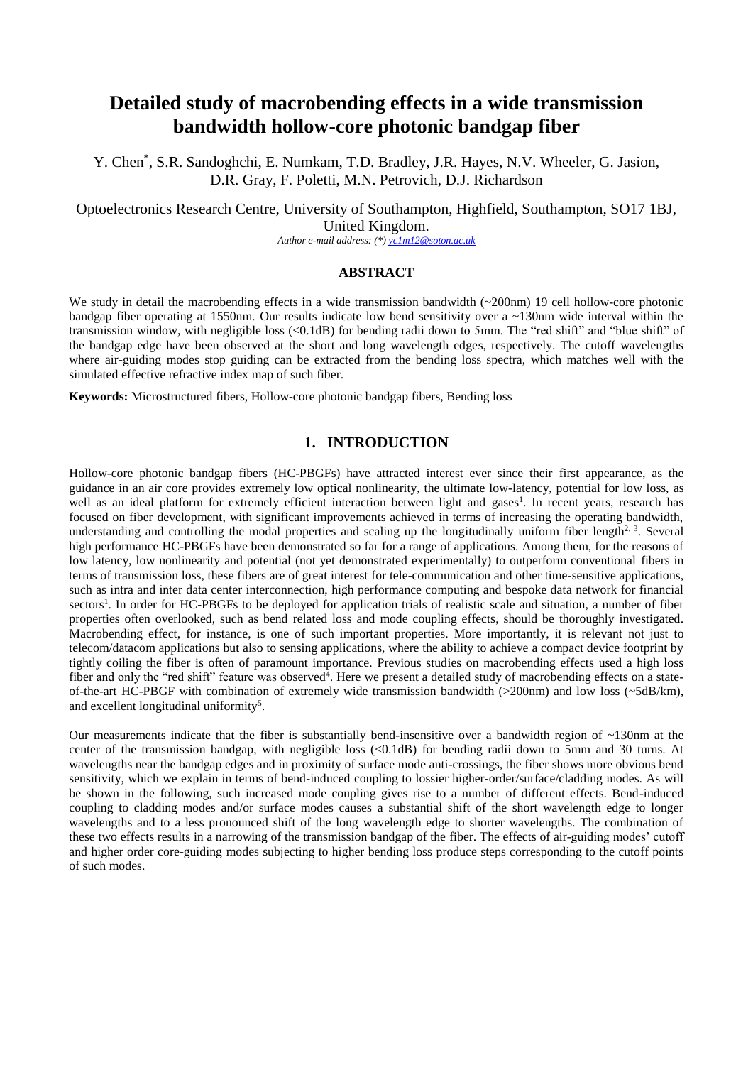# Detailed study of macrobending effects in a wide transmission bandwidth hollow-core photonic bandgap fiber

Y. Chen*, S.R. Sandoghchi, E. Numkam, T.D. Bradley, J.R. Hayes, N.V. Wheeler, G. Jasion, D.R. Gray, F. Poletti, M.N. Petrovich, D.J. Richardson

Optoelectronics Research Centre, University of Southampton, Highfield, Southampton, SO17 1BJ, United Kingdom.

*Author e-mail address: (*) yc1m12@soton.ac.uk*

## ABSTRACT

We study in detail the macrobending effects in a wide transmission bandwidth (~200nm) 19 cell hollow-core photonic bandgap fiber operating at 1550nm. Our results indicate low bend sensitivity over a ~130nm wide interval within the transmission window, with negligible loss (<0.1dB) for bending radii down to 5mm. The "red shift" and "blue shift" of the bandgap edge have been observed at the short and long wavelength edges, respectively. The cutoff wavelengths where air-guiding modes stop guiding can be extracted from the bending loss spectra, which matches well with the simulated effective refractive index map of such fiber.

**Keywords:** Microstructured fibers, Hollow-core photonic bandgap fibers, Bending loss

## 1. INTRODUCTION

Hollow-core photonic bandgap fibers (HC-PBGFs) have attracted interest ever since their first appearance, as the guidance in an air core provides extremely low optical nonlinearity, the ultimate low-latency, potential for low loss, as well as an ideal platform for extremely efficient interaction between light and gases[1]. In recent years, research has focused on fiber development, with significant improvements achieved in terms of increasing the operating bandwidth, understanding and controlling the modal properties and scaling up the longitudinally uniform fiber length[2, 3]. Several high performance HC-PBGFs have been demonstrated so far for a range of applications. Among them, for the reasons of low latency, low nonlinearity and potential (not yet demonstrated experimentally) to outperform conventional fibers in terms of transmission loss, these fibers are of great interest for tele-communication and other time-sensitive applications, such as intra and inter data center interconnection, high performance computing and bespoke data network for financial sectors[1]. In order for HC-PBGFs to be deployed for application trials of realistic scale and situation, a number of fiber properties often overlooked, such as bend related loss and mode coupling effects, should be thoroughly investigated. Macrobending effect, for instance, is one of such important properties. More importantly, it is relevant not just to telecom/datacom applications but also to sensing applications, where the ability to achieve a compact device footprint by tightly coiling the fiber is often of paramount importance. Previous studies on macrobending effects used a high loss fiber and only the "red shift" feature was observed[4]. Here we present a detailed study of macrobending effects on a state-of-the-art HC-PBGF with combination of extremely wide transmission bandwidth (>200nm) and low loss (~5dB/km), and excellent longitudinal uniformity[5].

Our measurements indicate that the fiber is substantially bend-insensitive over a bandwidth region of ~130nm at the center of the transmission bandgap, with negligible loss (<0.1dB) for bending radii down to 5mm and 30 turns. At wavelengths near the bandgap edges and in proximity of surface mode anti-crossings, the fiber shows more obvious bend sensitivity, which we explain in terms of bend-induced coupling to lossier higher-order/surface/cladding modes. As will be shown in the following, such increased mode coupling gives rise to a number of different effects. Bend-induced coupling to cladding modes and/or surface modes causes a substantial shift of the short wavelength edge to longer wavelengths and to a less pronounced shift of the long wavelength edge to shorter wavelengths. The combination of these two effects results in a narrowing of the transmission bandgap of the fiber. The effects of air-guiding modes' cutoff and higher order core-guiding modes subjecting to higher bending loss produce steps corresponding to the cutoff points of such modes.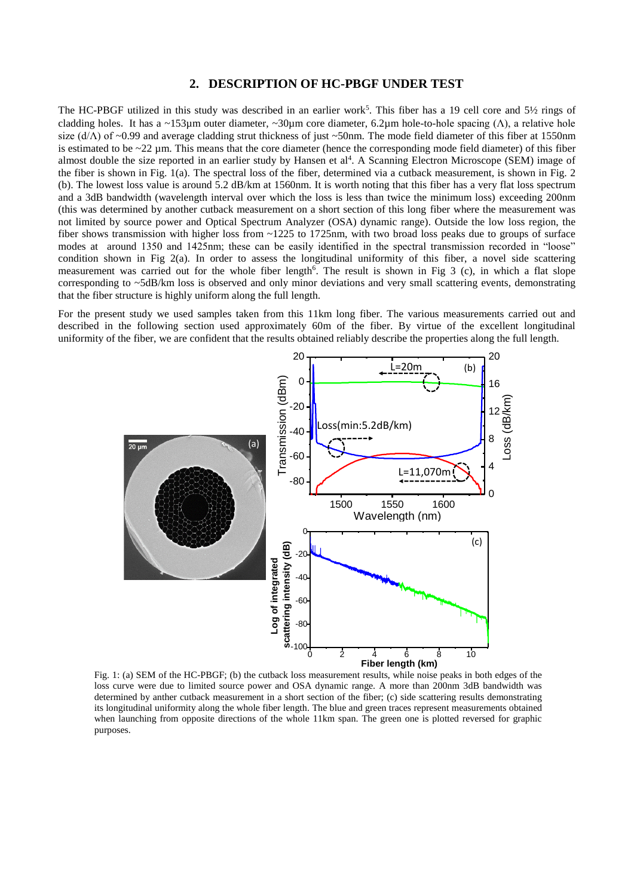## 2. DESCRIPTION OF HC-PBGF UNDER TEST

The HC-PBGF utilized in this study was described in an earlier work[5]. This fiber has a 19 cell core and 5½ rings of cladding holes. It has a ~153μm outer diameter, ~30μm core diameter, 6.2μm hole-to-hole spacing (Λ), a relative hole size (d/Λ) of ~0.99 and average cladding strut thickness of just ~50nm. The mode field diameter of this fiber at 1550nm is estimated to be ~22 μm. This means that the core diameter (hence the corresponding mode field diameter) of this fiber almost double the size reported in an earlier study by Hansen et al[4]. A Scanning Electron Microscope (SEM) image of the fiber is shown in Fig. 1(a). The spectral loss of the fiber, determined via a cutback measurement, is shown in Fig. 2 (b). The lowest loss value is around 5.2 dB/km at 1560nm. It is worth noting that this fiber has a very flat loss spectrum and a 3dB bandwidth (wavelength interval over which the loss is less than twice the minimum loss) exceeding 200nm (this was determined by another cutback measurement on a short section of this long fiber where the measurement was not limited by source power and Optical Spectrum Analyzer (OSA) dynamic range). Outside the low loss region, the fiber shows transmission with higher loss from ~1225 to 1725nm, with two broad loss peaks due to groups of surface modes at around 1350 and 1425nm; these can be easily identified in the spectral transmission recorded in "loose" condition shown in Fig 2(a). In order to assess the longitudinal uniformity of this fiber, a novel side scattering measurement was carried out for the whole fiber length[6]. The result is shown in Fig 3 (c), in which a flat slope corresponding to ~5dB/km loss is observed and only minor deviations and very small scattering events, demonstrating that the fiber structure is highly uniform along the full length.

For the present study we used samples taken from this 11km long fiber. The various measurements carried out and described in the following section used approximately 60m of the fiber. By virtue of the excellent longitudinal uniformity of the fiber, we are confident that the results obtained reliably describe the properties along the full length.

Fig. 1: (a) SEM of the HC-PBGF; (b) the cutback loss measurement results, while noise peaks in both edges of the loss curve were due to limited source power and OSA dynamic range. A more than 200nm 3dB bandwidth was determined by anther cutback measurement in a short section of the fiber; (c) side scattering results demonstrating its longitudinal uniformity along the whole fiber length. The blue and green traces represent measurements obtained when launching from opposite directions of the whole 11km span. The green one is plotted reversed for graphic purposes.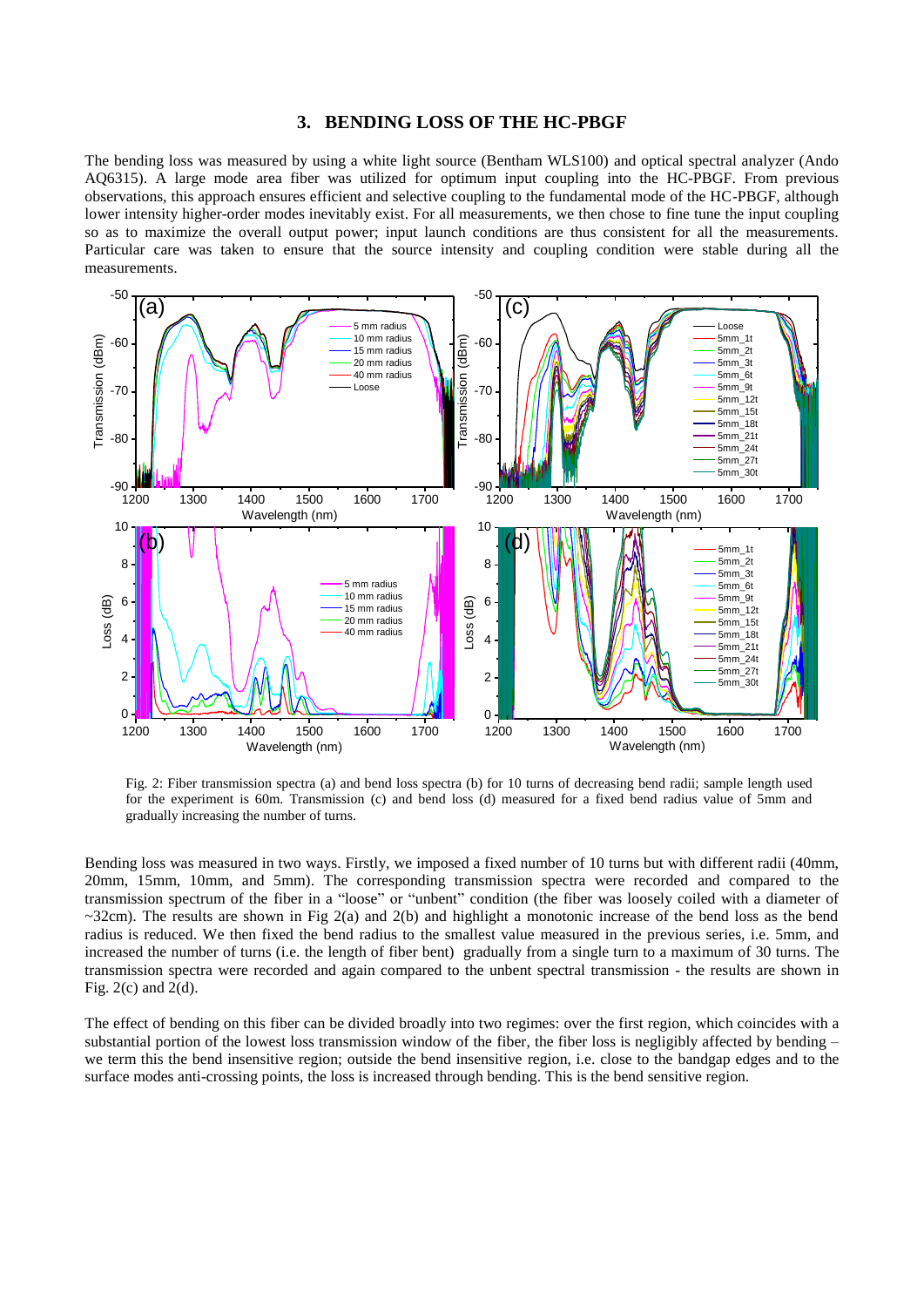## 3. BENDING LOSS OF THE HC-PBGF

The bending loss was measured by using a white light source (Bentham WLS100) and optical spectral analyzer (Ando AQ6315). A large mode area fiber was utilized for optimum input coupling into the HC-PBGF. From previous observations, this approach ensures efficient and selective coupling to the fundamental mode of the HC-PBGF, although lower intensity higher-order modes inevitably exist. For all measurements, we then chose to fine tune the input coupling so as to maximize the overall output power; input launch conditions are thus consistent for all the measurements. Particular care was taken to ensure that the source intensity and coupling condition were stable during all the measurements.

Fig. 2: Fiber transmission spectra (a) and bend loss spectra (b) for 10 turns of decreasing bend radii; sample length used for the experiment is 60m. Transmission (c) and bend loss (d) measured for a fixed bend radius value of 5mm and gradually increasing the number of turns.

Bending loss was measured in two ways. Firstly, we imposed a fixed number of 10 turns but with different radii (40mm, 20mm, 15mm, 10mm, and 5mm). The corresponding transmission spectra were recorded and compared to the transmission spectrum of the fiber in a "loose" or "unbent" condition (the fiber was loosely coiled with a diameter of ~32cm). The results are shown in Fig 2(a) and 2(b) and highlight a monotonic increase of the bend loss as the bend radius is reduced. We then fixed the bend radius to the smallest value measured in the previous series, i.e. 5mm, and increased the number of turns (i.e. the length of fiber bent) gradually from a single turn to a maximum of 30 turns. The transmission spectra were recorded and again compared to the unbent spectral transmission - the results are shown in Fig. 2(c) and 2(d).

The effect of bending on this fiber can be divided broadly into two regimes: over the first region, which coincides with a substantial portion of the lowest loss transmission window of the fiber, the fiber loss is negligibly affected by bending – we term this the bend insensitive region; outside the bend insensitive region, i.e. close to the bandgap edges and to the surface modes anti-crossing points, the loss is increased through bending. This is the bend sensitive region.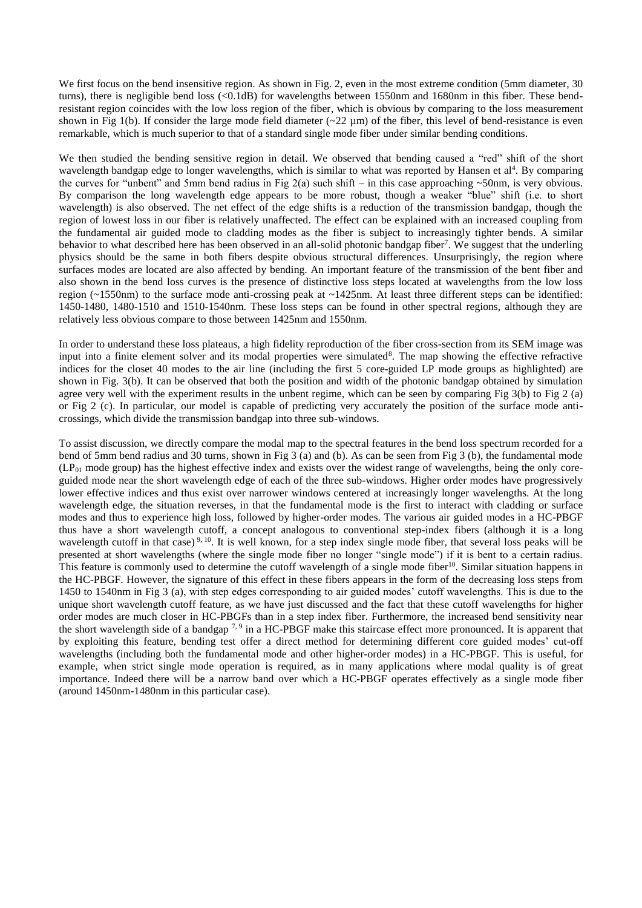We first focus on the bend insensitive region. As shown in Fig. 2, even in the most extreme condition (5mm diameter, 30 turns), there is negligible bend loss (<0.1dB) for wavelengths between 1550nm and 1680nm in this fiber. These bend-resistant region coincides with the low loss region of the fiber, which is obvious by comparing to the loss measurement shown in Fig 1(b). If consider the large mode field diameter (~22 µm) of the fiber, this level of bend-resistance is even remarkable, which is much superior to that of a standard single mode fiber under similar bending conditions.

We then studied the bending sensitive region in detail. We observed that bending caused a "red" shift of the short wavelength bandgap edge to longer wavelengths, which is similar to what was reported by Hansen et al[4]. By comparing the curves for "unbent" and 5mm bend radius in Fig 2(a) such shift – in this case approaching ~50nm, is very obvious. By comparison the long wavelength edge appears to be more robust, though a weaker "blue" shift (i.e. to short wavelength) is also observed. The net effect of the edge shifts is a reduction of the transmission bandgap, though the region of lowest loss in our fiber is relatively unaffected. The effect can be explained with an increased coupling from the fundamental air guided mode to cladding modes as the fiber is subject to increasingly tighter bends. A similar behavior to what described here has been observed in an all-solid photonic bandgap fiber[7]. We suggest that the underling physics should be the same in both fibers despite obvious structural differences. Unsurprisingly, the region where surfaces modes are located are also affected by bending. An important feature of the transmission of the bent fiber and also shown in the bend loss curves is the presence of distinctive loss steps located at wavelengths from the low loss region (~1550nm) to the surface mode anti-crossing peak at ~1425nm. At least three different steps can be identified: 1450-1480, 1480-1510 and 1510-1540nm. These loss steps can be found in other spectral regions, although they are relatively less obvious compare to those between 1425nm and 1550nm.

In order to understand these loss plateaus, a high fidelity reproduction of the fiber cross-section from its SEM image was input into a finite element solver and its modal properties were simulated[8]. The map showing the effective refractive indices for the closet 40 modes to the air line (including the first 5 core-guided LP mode groups as highlighted) are shown in Fig. 3(b). It can be observed that both the position and width of the photonic bandgap obtained by simulation agree very well with the experiment results in the unbent regime, which can be seen by comparing Fig 3(b) to Fig 2 (a) or Fig 2 (c). In particular, our model is capable of predicting very accurately the position of the surface mode anti-crossings, which divide the transmission bandgap into three sub-windows.

To assist discussion, we directly compare the modal map to the spectral features in the bend loss spectrum recorded for a bend of 5mm bend radius and 30 turns, shown in Fig 3 (a) and (b). As can be seen from Fig 3 (b), the fundamental mode ($LP_{01}$ mode group) has the highest effective index and exists over the widest range of wavelengths, being the only core-guided mode near the short wavelength edge of each of the three sub-windows. Higher order modes have progressively lower effective indices and thus exist over narrower windows centered at increasingly longer wavelengths. At the long wavelength edge, the situation reverses, in that the fundamental mode is the first to interact with cladding or surface modes and thus to experience high loss, followed by higher-order modes. The various air guided modes in a HC-PBGF thus have a short wavelength cutoff, a concept analogous to conventional step-index fibers (although it is a long wavelength cutoff in that case)[9, 10]. It is well known, for a step index single mode fiber, that several loss peaks will be presented at short wavelengths (where the single mode fiber no longer "single mode") if it is bent to a certain radius. This feature is commonly used to determine the cutoff wavelength of a single mode fiber[10]. Similar situation happens in the HC-PBGF. However, the signature of this effect in these fibers appears in the form of the decreasing loss steps from 1450 to 1540nm in Fig 3 (a), with step edges corresponding to air guided modes' cutoff wavelengths. This is due to the unique short wavelength cutoff feature, as we have just discussed and the fact that these cutoff wavelengths for higher order modes are much closer in HC-PBGFs than in a step index fiber. Furthermore, the increased bend sensitivity near the short wavelength side of a bandgap [7, 9] in a HC-PBGF make this staircase effect more pronounced. It is apparent that by exploiting this feature, bending test offer a direct method for determining different core guided modes' cut-off wavelengths (including both the fundamental mode and other higher-order modes) in a HC-PBGF. This is useful, for example, when strict single mode operation is required, as in many applications where modal quality is of great importance. Indeed there will be a narrow band over which a HC-PBGF operates effectively as a single mode fiber (around 1450nm-1480nm in this particular case).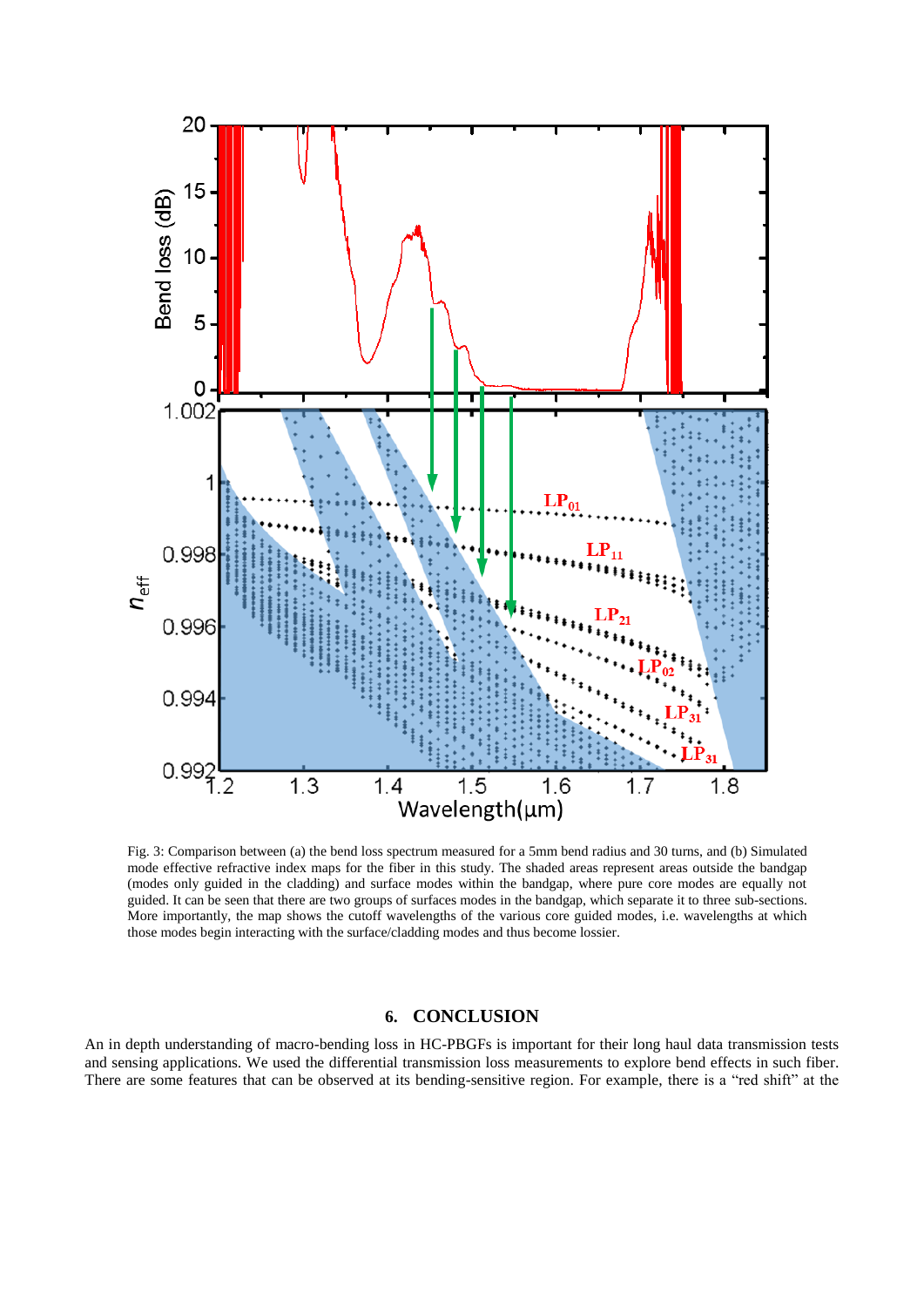Fig. 3: Comparison between (a) the bend loss spectrum measured for a 5mm bend radius and 30 turns, and (b) Simulated mode effective refractive index maps for the fiber in this study. The shaded areas represent areas outside the bandgap (modes only guided in the cladding) and surface modes within the bandgap, where pure core modes are equally not guided. It can be seen that there are two groups of surfaces modes in the bandgap, which separate it to three sub-sections. More importantly, the map shows the cutoff wavelengths of the various core guided modes, i.e. wavelengths at which those modes begin interacting with the surface/cladding modes and thus become lossier.

## 6. CONCLUSION

An in depth understanding of macro-bending loss in HC-PBGFs is important for their long haul data transmission tests and sensing applications. We used the differential transmission loss measurements to explore bend effects in such fiber. There are some features that can be observed at its bending-sensitive region. For example, there is a "red shift" at the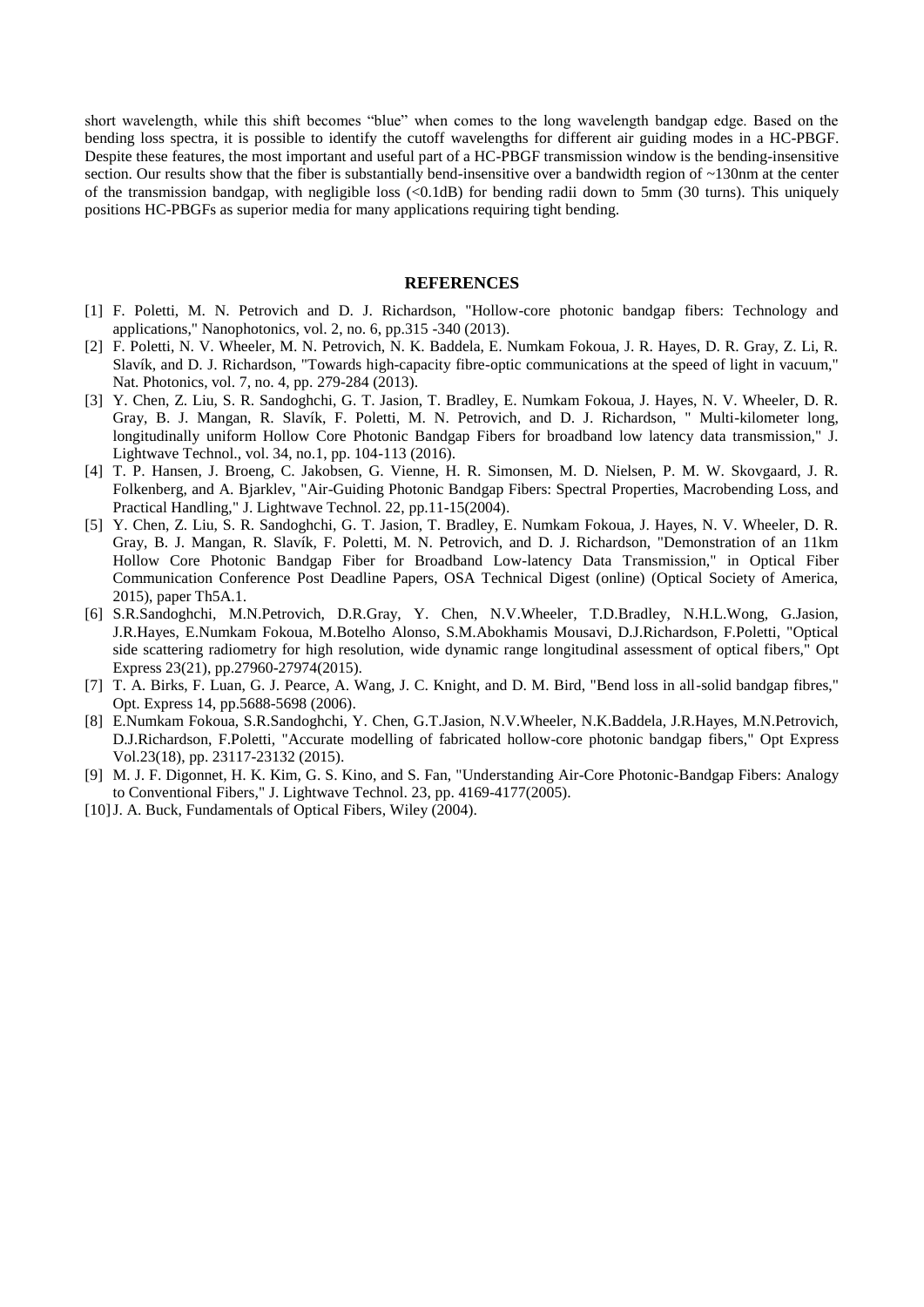short wavelength, while this shift becomes "blue" when comes to the long wavelength bandgap edge. Based on the bending loss spectra, it is possible to identify the cutoff wavelengths for different air guiding modes in a HC-PBGF. Despite these features, the most important and useful part of a HC-PBGF transmission window is the bending-insensitive section. Our results show that the fiber is substantially bend-insensitive over a bandwidth region of ~130nm at the center of the transmission bandgap, with negligible loss (<0.1dB) for bending radii down to 5mm (30 turns). This uniquely positions HC-PBGFs as superior media for many applications requiring tight bending.

## REFERENCES

[1] F. Poletti, M. N. Petrovich and D. J. Richardson, "Hollow-core photonic bandgap fibers: Technology and applications," Nanophotonics, vol. 2, no. 6, pp.315 -340 (2013).

[2] F. Poletti, N. V. Wheeler, M. N. Petrovich, N. K. Baddela, E. Numkam Fokoua, J. R. Hayes, D. R. Gray, Z. Li, R. Slavík, and D. J. Richardson, "Towards high-capacity fibre-optic communications at the speed of light in vacuum," Nat. Photonics, vol. 7, no. 4, pp. 279-284 (2013).

[3] Y. Chen, Z. Liu, S. R. Sandoghchi, G. T. Jasion, T. Bradley, E. Numkam Fokoua, J. Hayes, N. V. Wheeler, D. R. Gray, B. J. Mangan, R. Slavík, F. Poletti, M. N. Petrovich, and D. J. Richardson, " Multi-kilometer long, longitudinally uniform Hollow Core Photonic Bandgap Fibers for broadband low latency data transmission," J. Lightwave Technol., vol. 34, no.1, pp. 104-113 (2016).

[4] T. P. Hansen, J. Broeng, C. Jakobsen, G. Vienne, H. R. Simonsen, M. D. Nielsen, P. M. W. Skovgaard, J. R. Folkenberg, and A. Bjarklev, "Air-Guiding Photonic Bandgap Fibers: Spectral Properties, Macrobending Loss, and Practical Handling," J. Lightwave Technol. 22, pp.11-15(2004).

[5] Y. Chen, Z. Liu, S. R. Sandoghchi, G. T. Jasion, T. Bradley, E. Numkam Fokoua, J. Hayes, N. V. Wheeler, D. R. Gray, B. J. Mangan, R. Slavík, F. Poletti, M. N. Petrovich, and D. J. Richardson, "Demonstration of an 11km Hollow Core Photonic Bandgap Fiber for Broadband Low-latency Data Transmission," in Optical Fiber Communication Conference Post Deadline Papers, OSA Technical Digest (online) (Optical Society of America, 2015), paper Th5A.1.

[6] S.R.Sandoghchi, M.N.Petrovich, D.R.Gray, Y. Chen, N.V.Wheeler, T.D.Bradley, N.H.L.Wong, G.Jasion, J.R.Hayes, E.Numkam Fokoua, M.Botelho Alonso, S.M.Abokhamis Mousavi, D.J.Richardson, F.Poletti, "Optical side scattering radiometry for high resolution, wide dynamic range longitudinal assessment of optical fibers," Opt Express 23(21), pp.27960-27974(2015).

[7] T. A. Birks, F. Luan, G. J. Pearce, A. Wang, J. C. Knight, and D. M. Bird, "Bend loss in all-solid bandgap fibres," Opt. Express 14, pp.5688-5698 (2006).

[8] E.Numkam Fokoua, S.R.Sandoghchi, Y. Chen, G.T.Jasion, N.V.Wheeler, N.K.Baddela, J.R.Hayes, M.N.Petrovich, D.J.Richardson, F.Poletti, "Accurate modelling of fabricated hollow-core photonic bandgap fibers," Opt Express Vol.23(18), pp. 23117-23132 (2015).

[9] M. J. F. Digonnet, H. K. Kim, G. S. Kino, and S. Fan, "Understanding Air-Core Photonic-Bandgap Fibers: Analogy to Conventional Fibers," J. Lightwave Technol. 23, pp. 4169-4177(2005).

[10] J. A. Buck, Fundamentals of Optical Fibers, Wiley (2004).